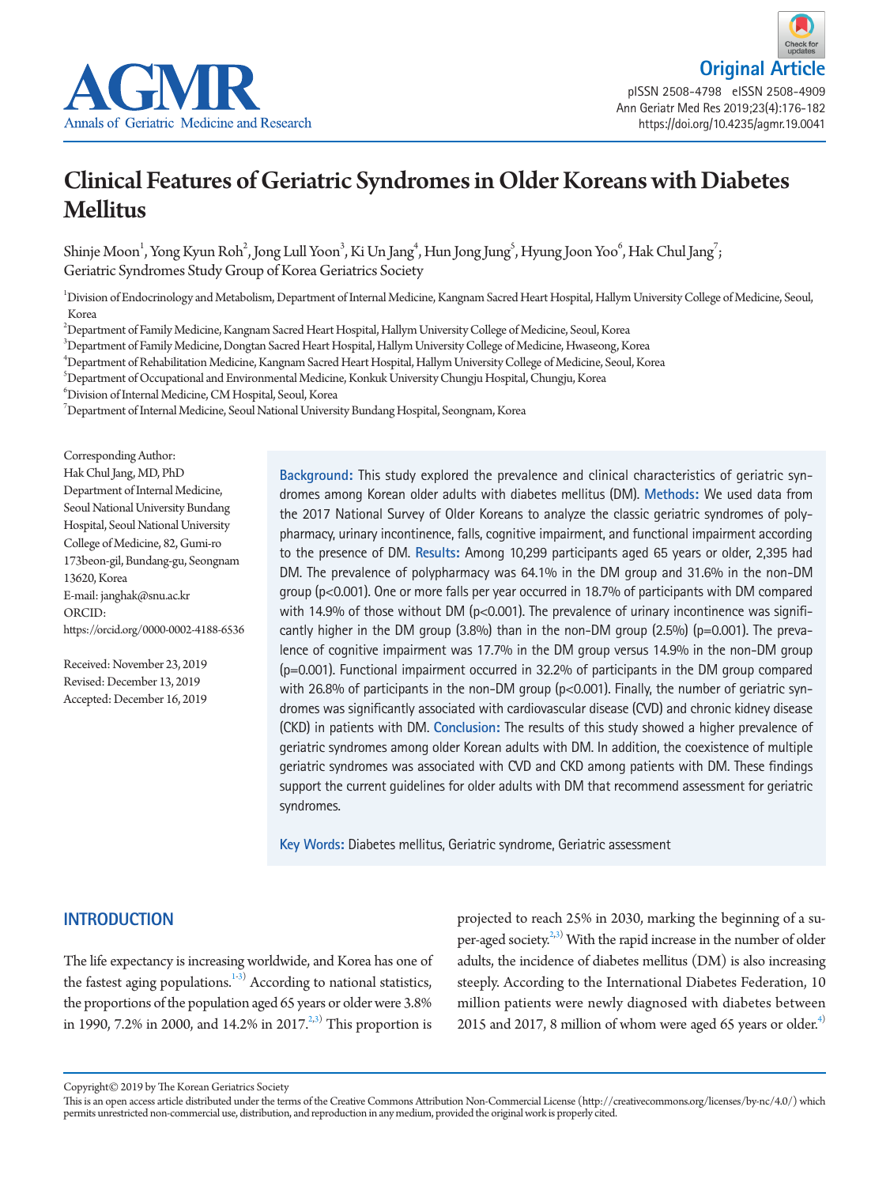Original Article

# Clinical Features of Geriatric Syndromes in Older Koreans with Diabetes Mellitus

Shinje Moon[1], Yong Kyun Roh[2], Jong Lull Yoon[3], Ki Un Jang[4], Hun Jong Jung[5], Hyung Joon Yoo[6], Hak Chul Jang[7]; Geriatric Syndromes Study Group of Korea Geriatrics Society

[1]Division of Endocrinology and Metabolism, Department of Internal Medicine, Kangnam Sacred Heart Hospital, Hallym University College of Medicine, Seoul, Korea
[2]Department of Family Medicine, Kangnam Sacred Heart Hospital, Hallym University College of Medicine, Seoul, Korea
[3]Department of Family Medicine, Dongtan Sacred Heart Hospital, Hallym University College of Medicine, Hwaseong, Korea
[4]Department of Rehabilitation Medicine, Kangnam Sacred Heart Hospital, Hallym University College of Medicine, Seoul, Korea
[5]Department of Occupational and Environmental Medicine, Konkuk University Chungju Hospital, Chungju, Korea
[6]Division of Internal Medicine, CM Hospital, Seoul, Korea
[7]Department of Internal Medicine, Seoul National University Bundang Hospital, Seongnam, Korea

Corresponding Author:
Hak Chul Jang, MD, PhD
Department of Internal Medicine, Seoul National University Bundang Hospital, Seoul National University College of Medicine, 82, Gumi-ro 173beon-gil, Bundang-gu, Seongnam 13620, Korea
E-mail: janghak@snu.ac.kr
ORCID: https://orcid.org/0000-0002-4188-6536

Received: November 23, 2019
Revised: December 13, 2019
Accepted: December 16, 2019

**Background:** This study explored the prevalence and clinical characteristics of geriatric syndromes among Korean older adults with diabetes mellitus (DM). **Methods:** We used data from the 2017 National Survey of Older Koreans to analyze the classic geriatric syndromes of polypharmacy, urinary incontinence, falls, cognitive impairment, and functional impairment according to the presence of DM. **Results:** Among 10,299 participants aged 65 years or older, 2,395 had DM. The prevalence of polypharmacy was 64.1% in the DM group and 31.6% in the non-DM group ($p<0.001$). One or more falls per year occurred in 18.7% of participants with DM compared with 14.9% of those without DM ($p<0.001$). The prevalence of urinary incontinence was significantly higher in the DM group (3.8%) than in the non-DM group (2.5%) ($p=0.001$). The prevalence of cognitive impairment was 17.7% in the DM group versus 14.9% in the non-DM group ($p=0.001$). Functional impairment occurred in 32.2% of participants in the DM group compared with 26.8% of participants in the non-DM group ($p<0.001$). Finally, the number of geriatric syndromes was significantly associated with cardiovascular disease (CVD) and chronic kidney disease (CKD) in patients with DM. **Conclusion:** The results of this study showed a higher prevalence of geriatric syndromes among older Korean adults with DM. In addition, the coexistence of multiple geriatric syndromes was associated with CVD and CKD among patients with DM. These findings support the current guidelines for older adults with DM that recommend assessment for geriatric syndromes.

**Key Words:** Diabetes mellitus, Geriatric syndrome, Geriatric assessment

## INTRODUCTION

The life expectancy is increasing worldwide, and Korea has one of the fastest aging populations.[1-3] According to national statistics, the proportions of the population aged 65 years or older were 3.8% in 1990, 7.2% in 2000, and 14.2% in 2017.[2,3] This proportion is projected to reach 25% in 2030, marking the beginning of a super-aged society.[2,3] With the rapid increase in the number of older adults, the incidence of diabetes mellitus (DM) is also increasing steeply. According to the International Diabetes Federation, 10 million patients were newly diagnosed with diabetes between 2015 and 2017, 8 million of whom were aged 65 years or older.[4]

Copyright© 2019 by The Korean Geriatrics Society
This is an open access article distributed under the terms of the Creative Commons Attribution Non-Commercial License (http://creativecommons.org/licenses/by-nc/4.0/) which permits unrestricted non-commercial use, distribution, and reproduction in any medium, provided the original work is properly cited.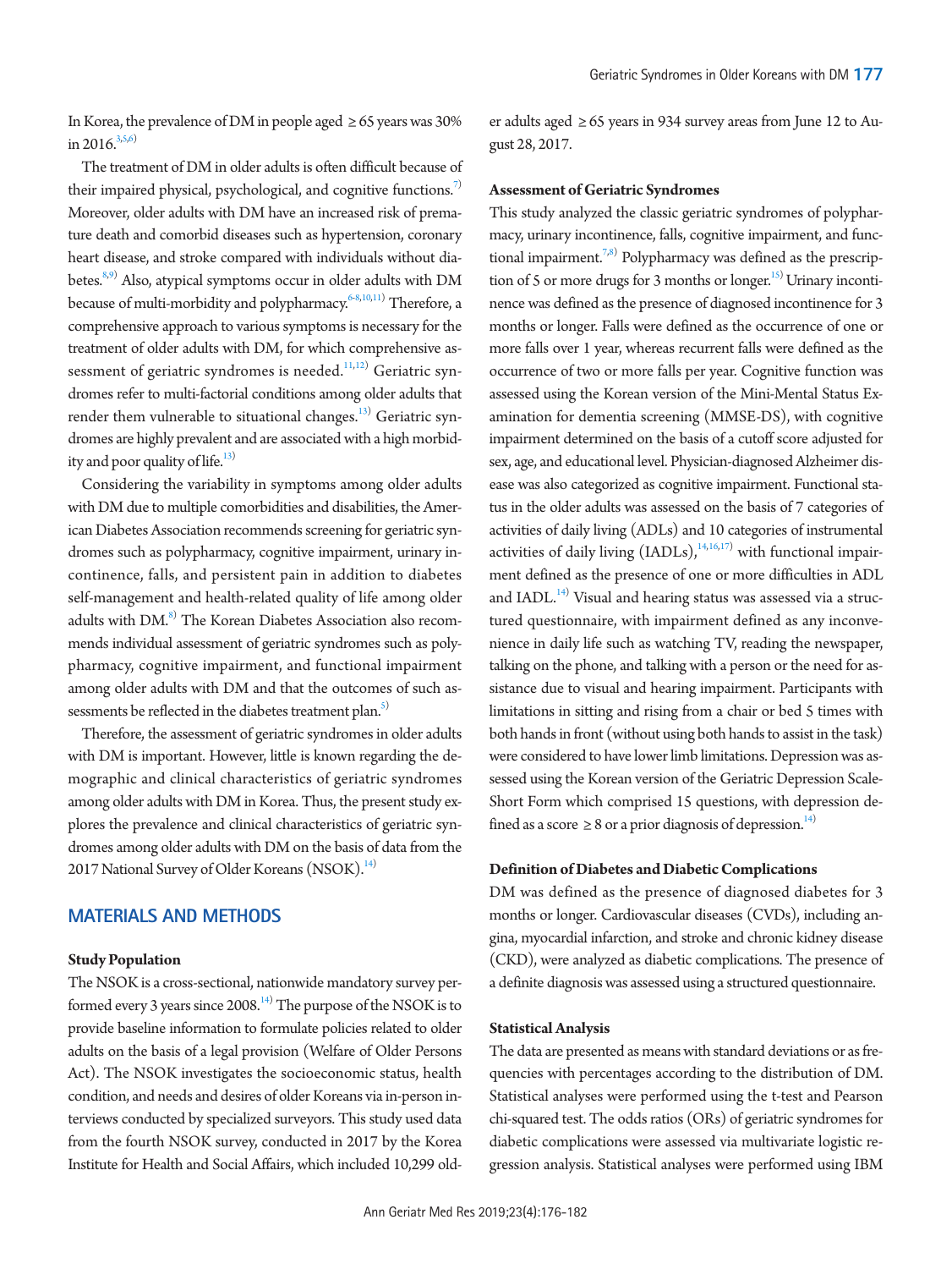In Korea, the prevalence of DM in people aged ≥ 65 years was 30% in 2016.[3,5,6)]

The treatment of DM in older adults is often difficult because of their impaired physical, psychological, and cognitive functions.[7)] Moreover, older adults with DM have an increased risk of premature death and comorbid diseases such as hypertension, coronary heart disease, and stroke compared with individuals without diabetes.[8,9)] Also, atypical symptoms occur in older adults with DM because of multi-morbidity and polypharmacy.[6-8,10,11)] Therefore, a comprehensive approach to various symptoms is necessary for the treatment of older adults with DM, for which comprehensive assessment of geriatric syndromes is needed.[11,12)] Geriatric syndromes refer to multi-factorial conditions among older adults that render them vulnerable to situational changes.[13)] Geriatric syndromes are highly prevalent and are associated with a high morbidity and poor quality of life.[13)]

Considering the variability in symptoms among older adults with DM due to multiple comorbidities and disabilities, the American Diabetes Association recommends screening for geriatric syndromes such as polypharmacy, cognitive impairment, urinary incontinence, falls, and persistent pain in addition to diabetes self-management and health-related quality of life among older adults with DM.[8)] The Korean Diabetes Association also recommends individual assessment of geriatric syndromes such as polypharmacy, cognitive impairment, and functional impairment among older adults with DM and that the outcomes of such assessments be reflected in the diabetes treatment plan.[5)]

Therefore, the assessment of geriatric syndromes in older adults with DM is important. However, little is known regarding the demographic and clinical characteristics of geriatric syndromes among older adults with DM in Korea. Thus, the present study explores the prevalence and clinical characteristics of geriatric syndromes among older adults with DM on the basis of data from the 2017 National Survey of Older Koreans (NSOK).[14)]

## MATERIALS AND METHODS

### Study Population

The NSOK is a cross-sectional, nationwide mandatory survey performed every 3 years since 2008.[14)] The purpose of the NSOK is to provide baseline information to formulate policies related to older adults on the basis of a legal provision (Welfare of Older Persons Act). The NSOK investigates the socioeconomic status, health condition, and needs and desires of older Koreans via in-person interviews conducted by specialized surveyors. This study used data from the fourth NSOK survey, conducted in 2017 by the Korea Institute for Health and Social Affairs, which included 10,299 older adults aged ≥ 65 years in 934 survey areas from June 12 to August 28, 2017.

### Assessment of Geriatric Syndromes

This study analyzed the classic geriatric syndromes of polypharmacy, urinary incontinence, falls, cognitive impairment, and functional impairment.[7,8)] Polypharmacy was defined as the prescription of 5 or more drugs for 3 months or longer.[15)] Urinary incontinence was defined as the presence of diagnosed incontinence for 3 months or longer. Falls were defined as the occurrence of one or more falls over 1 year, whereas recurrent falls were defined as the occurrence of two or more falls per year. Cognitive function was assessed using the Korean version of the Mini-Mental Status Examination for dementia screening (MMSE-DS), with cognitive impairment determined on the basis of a cutoff score adjusted for sex, age, and educational level. Physician-diagnosed Alzheimer disease was also categorized as cognitive impairment. Functional status in the older adults was assessed on the basis of 7 categories of activities of daily living (ADLs) and 10 categories of instrumental activities of daily living (IADLs),[14,16,17)] with functional impairment defined as the presence of one or more difficulties in ADL and IADL.[14)] Visual and hearing status was assessed via a structured questionnaire, with impairment defined as any inconvenience in daily life such as watching TV, reading the newspaper, talking on the phone, and talking with a person or the need for assistance due to visual and hearing impairment. Participants with limitations in sitting and rising from a chair or bed 5 times with both hands in front (without using both hands to assist in the task) were considered to have lower limb limitations. Depression was assessed using the Korean version of the Geriatric Depression Scale-Short Form which comprised 15 questions, with depression defined as a score ≥ 8 or a prior diagnosis of depression.[14)]

### Definition of Diabetes and Diabetic Complications

DM was defined as the presence of diagnosed diabetes for 3 months or longer. Cardiovascular diseases (CVDs), including angina, myocardial infarction, and stroke and chronic kidney disease (CKD), were analyzed as diabetic complications. The presence of a definite diagnosis was assessed using a structured questionnaire.

### Statistical Analysis

The data are presented as means with standard deviations or as frequencies with percentages according to the distribution of DM. Statistical analyses were performed using the t-test and Pearson chi-squared test. The odds ratios (ORs) of geriatric syndromes for diabetic complications were assessed via multivariate logistic regression analysis. Statistical analyses were performed using IBM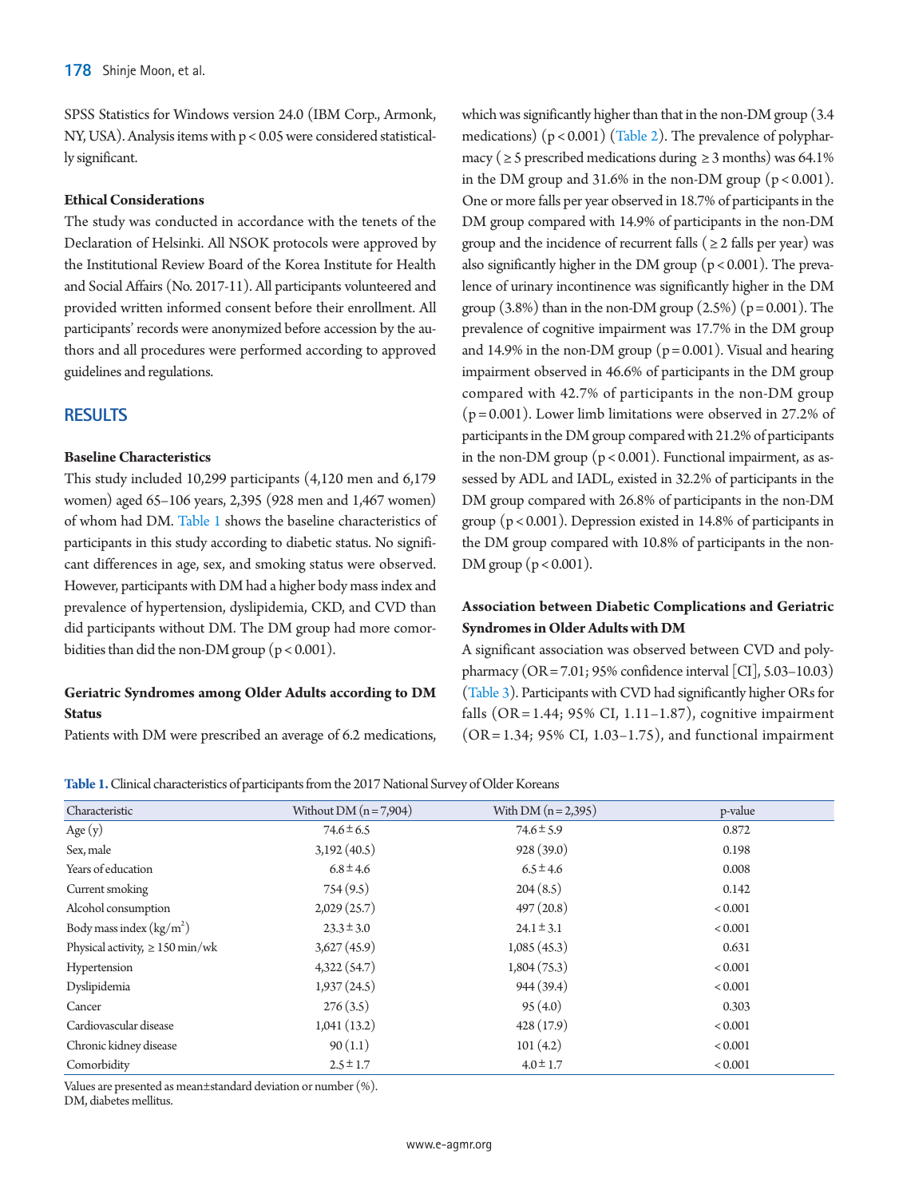SPSS Statistics for Windows version 24.0 (IBM Corp., Armonk, NY, USA). Analysis items with $p < 0.05$ were considered statistically significant.

**Ethical Considerations**

The study was conducted in accordance with the tenets of the Declaration of Helsinki. All NSOK protocols were approved by the Institutional Review Board of the Korea Institute for Health and Social Affairs (No. 2017-11). All participants volunteered and provided written informed consent before their enrollment. All participants' records were anonymized before accession by the authors and all procedures were performed according to approved guidelines and regulations.

## RESULTS

**Baseline Characteristics**

This study included 10,299 participants (4,120 men and 6,179 women) aged 65–106 years, 2,395 (928 men and 1,467 women) of whom had DM. Table 1 shows the baseline characteristics of participants in this study according to diabetic status. No significant differences in age, sex, and smoking status were observed. However, participants with DM had a higher body mass index and prevalence of hypertension, dyslipidemia, CKD, and CVD than did participants without DM. The DM group had more comorbidities than did the non-DM group ($p < 0.001$).

**Geriatric Syndromes among Older Adults according to DM Status**

Patients with DM were prescribed an average of 6.2 medications, which was significantly higher than that in the non-DM group (3.4 medications) ($p < 0.001$) (Table 2). The prevalence of polypharmacy (≥ 5 prescribed medications during ≥ 3 months) was 64.1% in the DM group and 31.6% in the non-DM group ($p < 0.001$). One or more falls per year observed in 18.7% of participants in the DM group compared with 14.9% of participants in the non-DM group and the incidence of recurrent falls (≥ 2 falls per year) was also significantly higher in the DM group ($p < 0.001$). The prevalence of urinary incontinence was significantly higher in the DM group (3.8%) than in the non-DM group (2.5%) ($p = 0.001$). The prevalence of cognitive impairment was 17.7% in the DM group and 14.9% in the non-DM group ($p = 0.001$). Visual and hearing impairment observed in 46.6% of participants in the DM group compared with 42.7% of participants in the non-DM group ($p = 0.001$). Lower limb limitations were observed in 27.2% of participants in the DM group compared with 21.2% of participants in the non-DM group ($p < 0.001$). Functional impairment, as assessed by ADL and IADL, existed in 32.2% of participants in the DM group compared with 26.8% of participants in the non-DM group ($p < 0.001$). Depression existed in 14.8% of participants in the DM group compared with 10.8% of participants in the non-DM group ($p < 0.001$).

**Association between Diabetic Complications and Geriatric Syndromes in Older Adults with DM**

A significant association was observed between CVD and polypharmacy (OR = 7.01; 95% confidence interval [CI], 5.03–10.03) (Table 3). Participants with CVD had significantly higher ORs for falls (OR = 1.44; 95% CI, 1.11–1.87), cognitive impairment (OR = 1.34; 95% CI, 1.03–1.75), and functional impairment

**Table 1.** Clinical characteristics of participants from the 2017 National Survey of Older Koreans

| Characteristic | Without DM (n = 7,904) | With DM (n = 2,395) | p-value |
|---|---|---|---|
| Age (y) | 74.6 ± 6.5 | 74.6 ± 5.9 | 0.872 |
| Sex, male | 3,192 (40.5) | 928 (39.0) | 0.198 |
| Years of education | 6.8 ± 4.6 | 6.5 ± 4.6 | 0.008 |
| Current smoking | 754 (9.5) | 204 (8.5) | 0.142 |
| Alcohol consumption | 2,029 (25.7) | 497 (20.8) | < 0.001 |
| Body mass index ($kg/m^2$) | 23.3 ± 3.0 | 24.1 ± 3.1 | < 0.001 |
| Physical activity, ≥ 150 min/wk | 3,627 (45.9) | 1,085 (45.3) | 0.631 |
| Hypertension | 4,322 (54.7) | 1,804 (75.3) | < 0.001 |
| Dyslipidemia | 1,937 (24.5) | 944 (39.4) | < 0.001 |
| Cancer | 276 (3.5) | 95 (4.0) | 0.303 |
| Cardiovascular disease | 1,041 (13.2) | 428 (17.9) | < 0.001 |
| Chronic kidney disease | 90 (1.1) | 101 (4.2) | < 0.001 |
| Comorbidity | 2.5 ± 1.7 | 4.0 ± 1.7 | < 0.001 |

Values are presented as mean±standard deviation or number (%).
DM, diabetes mellitus.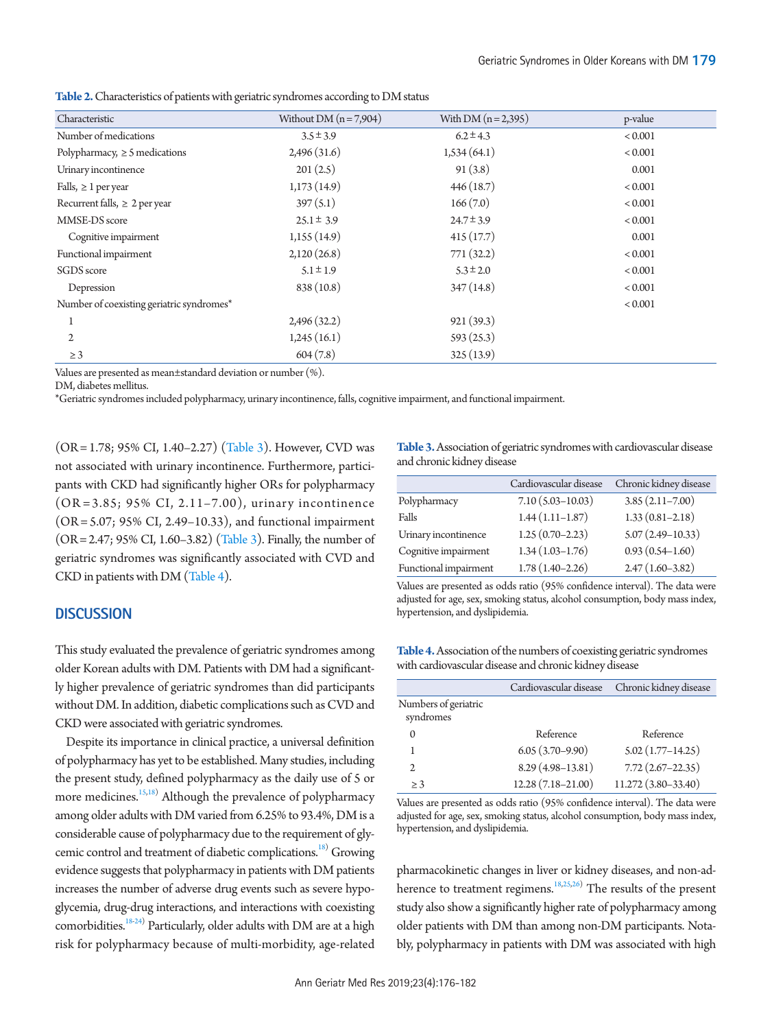**Table 2.** Characteristics of patients with geriatric syndromes according to DM status

| Characteristic | Without DM (n = 7,904) | With DM (n = 2,395) | p-value |
|---|---|---|---|
| Number of medications | 3.5 ± 3.9 | 6.2 ± 4.3 | < 0.001 |
| Polypharmacy, ≥ 5 medications | 2,496 (31.6) | 1,534 (64.1) | < 0.001 |
| Urinary incontinence | 201 (2.5) | 91 (3.8) | 0.001 |
| Falls, ≥ 1 per year | 1,173 (14.9) | 446 (18.7) | < 0.001 |
| Recurrent falls, ≥ 2 per year | 397 (5.1) | 166 (7.0) | < 0.001 |
| MMSE-DS score | 25.1 ± 3.9 | 24.7 ± 3.9 | < 0.001 |
| Cognitive impairment | 1,155 (14.9) | 415 (17.7) | 0.001 |
| Functional impairment | 2,120 (26.8) | 771 (32.2) | < 0.001 |
| SGDS score | 5.1 ± 1.9 | 5.3 ± 2.0 | < 0.001 |
| Depression | 838 (10.8) | 347 (14.8) | < 0.001 |
| Number of coexisting geriatric syndromes* | | | < 0.001 |
| 1 | 2,496 (32.2) | 921 (39.3) | |
| 2 | 1,245 (16.1) | 593 (25.3) | |
| ≥ 3 | 604 (7.8) | 325 (13.9) | |

Values are presented as mean±standard deviation or number (%).
DM, diabetes mellitus.
*Geriatric syndromes included polypharmacy, urinary incontinence, falls, cognitive impairment, and functional impairment.

(OR = 1.78; 95% CI, 1.40–2.27) (Table 3). However, CVD was not associated with urinary incontinence. Furthermore, participants with CKD had significantly higher ORs for polypharmacy (OR = 3.85; 95% CI, 2.11–7.00), urinary incontinence (OR = 5.07; 95% CI, 2.49–10.33), and functional impairment (OR = 2.47; 95% CI, 1.60–3.82) (Table 3). Finally, the number of geriatric syndromes was significantly associated with CVD and CKD in patients with DM (Table 4).

**Table 3.** Association of geriatric syndromes with cardiovascular disease and chronic kidney disease

| | Cardiovascular disease | Chronic kidney disease |
|---|---|---|
| Polypharmacy | 7.10 (5.03–10.03) | 3.85 (2.11–7.00) |
| Falls | 1.44 (1.11–1.87) | 1.33 (0.81–2.18) |
| Urinary incontinence | 1.25 (0.70–2.23) | 5.07 (2.49–10.33) |
| Cognitive impairment | 1.34 (1.03–1.76) | 0.93 (0.54–1.60) |
| Functional impairment | 1.78 (1.40–2.26) | 2.47 (1.60–3.82) |

Values are presented as odds ratio (95% confidence interval). The data were adjusted for age, sex, smoking status, alcohol consumption, body mass index, hypertension, and dyslipidemia.

**Table 4.** Association of the numbers of coexisting geriatric syndromes with cardiovascular disease and chronic kidney disease

| | Cardiovascular disease | Chronic kidney disease |
|---|---|---|
| Numbers of geriatric syndromes | | |
| 0 | Reference | Reference |
| 1 | 6.05 (3.70–9.90) | 5.02 (1.77–14.25) |
| 2 | 8.29 (4.98–13.81) | 7.72 (2.67–22.35) |
| ≥ 3 | 12.28 (7.18–21.00) | 11.272 (3.80–33.40) |

Values are presented as odds ratio (95% confidence interval). The data were adjusted for age, sex, smoking status, alcohol consumption, body mass index, hypertension, and dyslipidemia.

## DISCUSSION

This study evaluated the prevalence of geriatric syndromes among older Korean adults with DM. Patients with DM had a significantly higher prevalence of geriatric syndromes than did participants without DM. In addition, diabetic complications such as CVD and CKD were associated with geriatric syndromes.

Despite its importance in clinical practice, a universal definition of polypharmacy has yet to be established. Many studies, including the present study, defined polypharmacy as the daily use of 5 or more medicines.[15,18] Although the prevalence of polypharmacy among older adults with DM varied from 6.25% to 93.4%, DM is a considerable cause of polypharmacy due to the requirement of glycemic control and treatment of diabetic complications.[18] Growing evidence suggests that polypharmacy in patients with DM patients increases the number of adverse drug events such as severe hypoglycemia, drug-drug interactions, and interactions with coexisting comorbidities.[18-24] Particularly, older adults with DM are at a high risk for polypharmacy because of multi-morbidity, age-related pharmacokinetic changes in liver or kidney diseases, and non-adherence to treatment regimens.[18,25,26] The results of the present study also show a significantly higher rate of polypharmacy among older patients with DM than among non-DM participants. Notably, polypharmacy in patients with DM was associated with high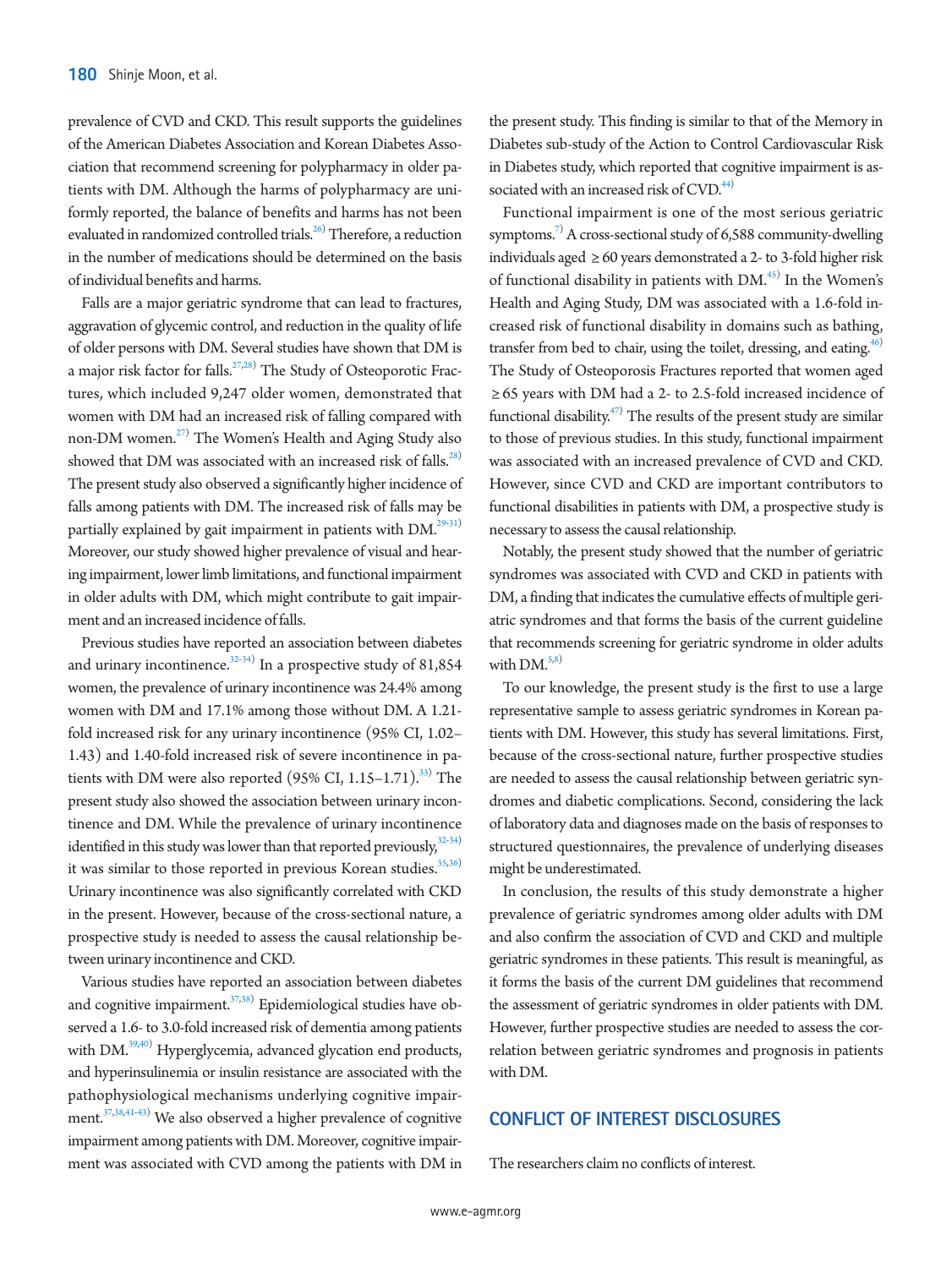prevalence of CVD and CKD. This result supports the guidelines of the American Diabetes Association and Korean Diabetes Association that recommend screening for polypharmacy in older patients with DM. Although the harms of polypharmacy are uniformly reported, the balance of benefits and harms has not been evaluated in randomized controlled trials.[26] Therefore, a reduction in the number of medications should be determined on the basis of individual benefits and harms.

Falls are a major geriatric syndrome that can lead to fractures, aggravation of glycemic control, and reduction in the quality of life of older persons with DM. Several studies have shown that DM is a major risk factor for falls.[27,28] The Study of Osteoporotic Fractures, which included 9,247 older women, demonstrated that women with DM had an increased risk of falling compared with non-DM women.[27] The Women's Health and Aging Study also showed that DM was associated with an increased risk of falls.[28] The present study also observed a significantly higher incidence of falls among patients with DM. The increased risk of falls may be partially explained by gait impairment in patients with DM.[29-31] Moreover, our study showed higher prevalence of visual and hearing impairment, lower limb limitations, and functional impairment in older adults with DM, which might contribute to gait impairment and an increased incidence of falls.

Previous studies have reported an association between diabetes and urinary incontinence.[32-34] In a prospective study of 81,854 women, the prevalence of urinary incontinence was 24.4% among women with DM and 17.1% among those without DM. A 1.21-fold increased risk for any urinary incontinence (95% CI, 1.02–1.43) and 1.40-fold increased risk of severe incontinence in patients with DM were also reported (95% CI, 1.15–1.71).[33] The present study also showed the association between urinary incontinence and DM. While the prevalence of urinary incontinence identified in this study was lower than that reported previously,[32-34] it was similar to those reported in previous Korean studies.[35,36] Urinary incontinence was also significantly correlated with CKD in the present. However, because of the cross-sectional nature, a prospective study is needed to assess the causal relationship between urinary incontinence and CKD.

Various studies have reported an association between diabetes and cognitive impairment.[37,38] Epidemiological studies have observed a 1.6- to 3.0-fold increased risk of dementia among patients with DM.[39,40] Hyperglycemia, advanced glycation end products, and hyperinsulinemia or insulin resistance are associated with the pathophysiological mechanisms underlying cognitive impairment.[37,38,41-43] We also observed a higher prevalence of cognitive impairment among patients with DM. Moreover, cognitive impairment was associated with CVD among the patients with DM in the present study. This finding is similar to that of the Memory in Diabetes sub-study of the Action to Control Cardiovascular Risk in Diabetes study, which reported that cognitive impairment is associated with an increased risk of CVD.[44]

Functional impairment is one of the most serious geriatric symptoms.[7] A cross-sectional study of 6,588 community-dwelling individuals aged ≥ 60 years demonstrated a 2- to 3-fold higher risk of functional disability in patients with DM.[45] In the Women's Health and Aging Study, DM was associated with a 1.6-fold increased risk of functional disability in domains such as bathing, transfer from bed to chair, using the toilet, dressing, and eating.[46] The Study of Osteoporosis Fractures reported that women aged ≥ 65 years with DM had a 2- to 2.5-fold increased incidence of functional disability.[47] The results of the present study are similar to those of previous studies. In this study, functional impairment was associated with an increased prevalence of CVD and CKD. However, since CVD and CKD are important contributors to functional disabilities in patients with DM, a prospective study is necessary to assess the causal relationship.

Notably, the present study showed that the number of geriatric syndromes was associated with CVD and CKD in patients with DM, a finding that indicates the cumulative effects of multiple geriatric syndromes and that forms the basis of the current guideline that recommends screening for geriatric syndrome in older adults with DM.[5,8]

To our knowledge, the present study is the first to use a large representative sample to assess geriatric syndromes in Korean patients with DM. However, this study has several limitations. First, because of the cross-sectional nature, further prospective studies are needed to assess the causal relationship between geriatric syndromes and diabetic complications. Second, considering the lack of laboratory data and diagnoses made on the basis of responses to structured questionnaires, the prevalence of underlying diseases might be underestimated.

In conclusion, the results of this study demonstrate a higher prevalence of geriatric syndromes among older adults with DM and also confirm the association of CVD and CKD and multiple geriatric syndromes in these patients. This result is meaningful, as it forms the basis of the current DM guidelines that recommend the assessment of geriatric syndromes in older patients with DM. However, further prospective studies are needed to assess the correlation between geriatric syndromes and prognosis in patients with DM.

## CONFLICT OF INTEREST DISCLOSURES

The researchers claim no conflicts of interest.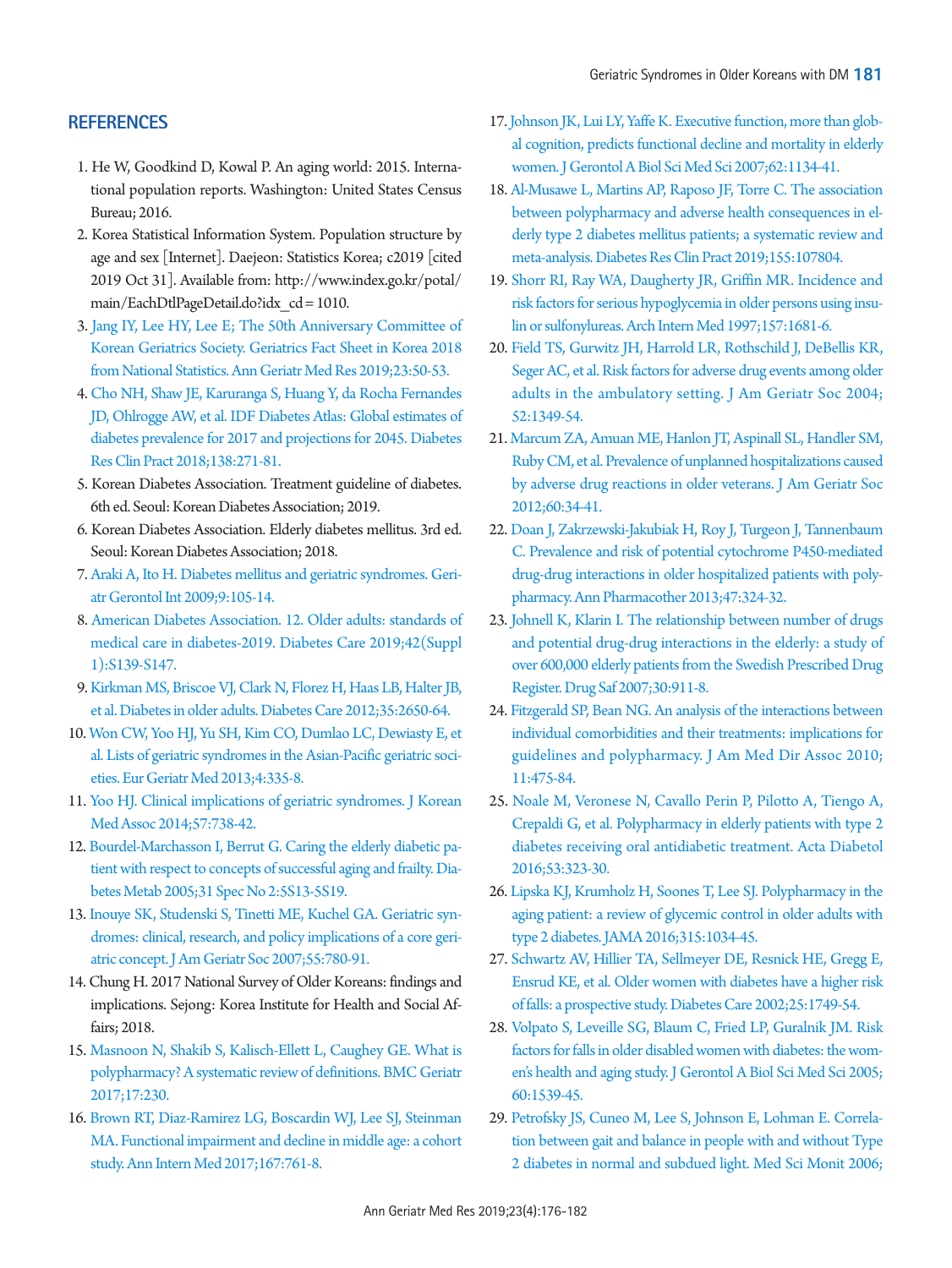## REFERENCES

1. He W, Goodkind D, Kowal P. An aging world: 2015. International population reports. Washington: United States Census Bureau; 2016.
2. Korea Statistical Information System. Population structure by age and sex [Internet]. Daejeon: Statistics Korea; c2019 [cited 2019 Oct 31]. Available from: http://www.index.go.kr/potal/main/EachDtlPageDetail.do?idx_cd=1010.
3. Jang IY, Lee HY, Lee E; The 50th Anniversary Committee of Korean Geriatrics Society. Geriatrics Fact Sheet in Korea 2018 from National Statistics. Ann Geriatr Med Res 2019;23:50-53.
4. Cho NH, Shaw JE, Karuranga S, Huang Y, da Rocha Fernandes JD, Ohlrogge AW, et al. IDF Diabetes Atlas: Global estimates of diabetes prevalence for 2017 and projections for 2045. Diabetes Res Clin Pract 2018;138:271-81.
5. Korean Diabetes Association. Treatment guideline of diabetes. 6th ed. Seoul: Korean Diabetes Association; 2019.
6. Korean Diabetes Association. Elderly diabetes mellitus. 3rd ed. Seoul: Korean Diabetes Association; 2018.
7. Araki A, Ito H. Diabetes mellitus and geriatric syndromes. Geriatr Gerontol Int 2009;9:105-14.
8. American Diabetes Association. 12. Older adults: standards of medical care in diabetes-2019. Diabetes Care 2019;42(Suppl 1):S139-S147.
9. Kirkman MS, Briscoe VJ, Clark N, Florez H, Haas LB, Halter JB, et al. Diabetes in older adults. Diabetes Care 2012;35:2650-64.
10. Won CW, Yoo HJ, Yu SH, Kim CO, Dumlao LC, Dewiasty E, et al. Lists of geriatric syndromes in the Asian-Pacific geriatric societies. Eur Geriatr Med 2013;4:335-8.
11. Yoo HJ. Clinical implications of geriatric syndromes. J Korean Med Assoc 2014;57:738-42.
12. Bourdel-Marchasson I, Berrut G. Caring the elderly diabetic patient with respect to concepts of successful aging and frailty. Diabetes Metab 2005;31 Spec No 2:5S13-5S19.
13. Inouye SK, Studenski S, Tinetti ME, Kuchel GA. Geriatric syndromes: clinical, research, and policy implications of a core geriatric concept. J Am Geriatr Soc 2007;55:780-91.
14. Chung H. 2017 National Survey of Older Koreans: findings and implications. Sejong: Korea Institute for Health and Social Affairs; 2018.
15. Masnoon N, Shakib S, Kalisch-Ellett L, Caughey GE. What is polypharmacy? A systematic review of definitions. BMC Geriatr 2017;17:230.
16. Brown RT, Diaz-Ramirez LG, Boscardin WJ, Lee SJ, Steinman MA. Functional impairment and decline in middle age: a cohort study. Ann Intern Med 2017;167:761-8.
17. Johnson JK, Lui LY, Yaffe K. Executive function, more than global cognition, predicts functional decline and mortality in elderly women. J Gerontol A Biol Sci Med Sci 2007;62:1134-41.
18. Al-Musawe L, Martins AP, Raposo JF, Torre C. The association between polypharmacy and adverse health consequences in elderly type 2 diabetes mellitus patients; a systematic review and meta-analysis. Diabetes Res Clin Pract 2019;155:107804.
19. Shorr RI, Ray WA, Daugherty JR, Griffin MR. Incidence and risk factors for serious hypoglycemia in older persons using insulin or sulfonylureas. Arch Intern Med 1997;157:1681-6.
20. Field TS, Gurwitz JH, Harrold LR, Rothschild J, DeBellis KR, Seger AC, et al. Risk factors for adverse drug events among older adults in the ambulatory setting. J Am Geriatr Soc 2004;52:1349-54.
21. Marcum ZA, Amuan ME, Hanlon JT, Aspinall SL, Handler SM, Ruby CM, et al. Prevalence of unplanned hospitalizations caused by adverse drug reactions in older veterans. J Am Geriatr Soc 2012;60:34-41.
22. Doan J, Zakrzewski-Jakubiak H, Roy J, Turgeon J, Tannenbaum C. Prevalence and risk of potential cytochrome P450-mediated drug-drug interactions in older hospitalized patients with polypharmacy. Ann Pharmacother 2013;47:324-32.
23. Johnell K, Klarin I. The relationship between number of drugs and potential drug-drug interactions in the elderly: a study of over 600,000 elderly patients from the Swedish Prescribed Drug Register. Drug Saf 2007;30:911-8.
24. Fitzgerald SP, Bean NG. An analysis of the interactions between individual comorbidities and their treatments: implications for guidelines and polypharmacy. J Am Med Dir Assoc 2010;11:475-84.
25. Noale M, Veronese N, Cavallo Perin P, Pilotto A, Tiengo A, Crepaldi G, et al. Polypharmacy in elderly patients with type 2 diabetes receiving oral antidiabetic treatment. Acta Diabetol 2016;53:323-30.
26. Lipska KJ, Krumholz H, Soones T, Lee SJ. Polypharmacy in the aging patient: a review of glycemic control in older adults with type 2 diabetes. JAMA 2016;315:1034-45.
27. Schwartz AV, Hillier TA, Sellmeyer DE, Resnick HE, Gregg E, Ensrud KE, et al. Older women with diabetes have a higher risk of falls: a prospective study. Diabetes Care 2002;25:1749-54.
28. Volpato S, Leveille SG, Blaum C, Fried LP, Guralnik JM. Risk factors for falls in older disabled women with diabetes: the women's health and aging study. J Gerontol A Biol Sci Med Sci 2005;60:1539-45.
29. Petrofsky JS, Cuneo M, Lee S, Johnson E, Lohman E. Correlation between gait and balance in people with and without Type 2 diabetes in normal and subdued light. Med Sci Monit 2006;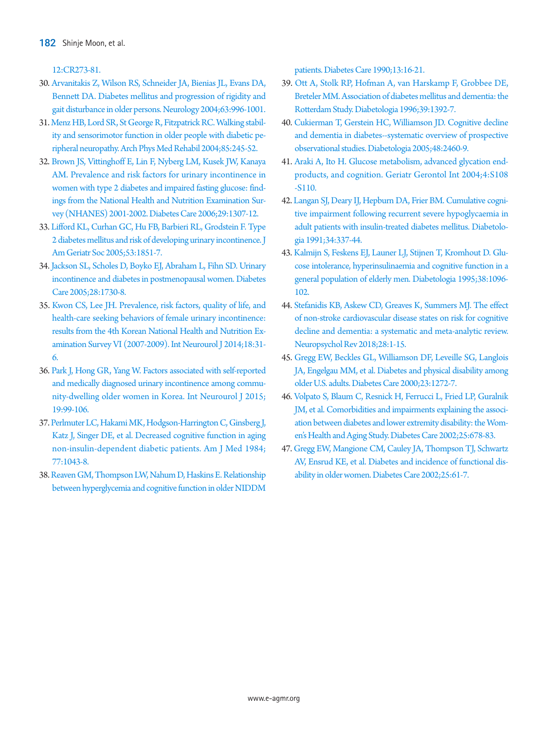12:CR273-81.

30. Arvanitakis Z, Wilson RS, Schneider JA, Bienias JL, Evans DA, Bennett DA. Diabetes mellitus and progression of rigidity and gait disturbance in older persons. Neurology 2004;63:996-1001.
31. Menz HB, Lord SR, St George R, Fitzpatrick RC. Walking stability and sensorimotor function in older people with diabetic peripheral neuropathy. Arch Phys Med Rehabil 2004;85:245-52.
32. Brown JS, Vittinghoff E, Lin F, Nyberg LM, Kusek JW, Kanaya AM. Prevalence and risk factors for urinary incontinence in women with type 2 diabetes and impaired fasting glucose: findings from the National Health and Nutrition Examination Survey (NHANES) 2001-2002. Diabetes Care 2006;29:1307-12.
33. Lifford KL, Curhan GC, Hu FB, Barbieri RL, Grodstein F. Type 2 diabetes mellitus and risk of developing urinary incontinence. J Am Geriatr Soc 2005;53:1851-7.
34. Jackson SL, Scholes D, Boyko EJ, Abraham L, Fihn SD. Urinary incontinence and diabetes in postmenopausal women. Diabetes Care 2005;28:1730-8.
35. Kwon CS, Lee JH. Prevalence, risk factors, quality of life, and health-care seeking behaviors of female urinary incontinence: results from the 4th Korean National Health and Nutrition Examination Survey VI (2007-2009). Int Neurourol J 2014;18:31-6.
36. Park J, Hong GR, Yang W. Factors associated with self-reported and medically diagnosed urinary incontinence among community-dwelling older women in Korea. Int Neurourol J 2015;19:99-106.
37. Perlmuter LC, Hakami MK, Hodgson-Harrington C, Ginsberg J, Katz J, Singer DE, et al. Decreased cognitive function in aging non-insulin-dependent diabetic patients. Am J Med 1984;77:1043-8.
38. Reaven GM, Thompson LW, Nahum D, Haskins E. Relationship between hyperglycemia and cognitive function in older NIDDM patients. Diabetes Care 1990;13:16-21.
39. Ott A, Stolk RP, Hofman A, van Harskamp F, Grobbee DE, Breteler MM. Association of diabetes mellitus and dementia: the Rotterdam Study. Diabetologia 1996;39:1392-7.
40. Cukierman T, Gerstein HC, Williamson JD. Cognitive decline and dementia in diabetes--systematic overview of prospective observational studies. Diabetologia 2005;48:2460-9.
41. Araki A, Ito H. Glucose metabolism, advanced glycation end-products, and cognition. Geriatr Gerontol Int 2004;4:S108-S110.
42. Langan SJ, Deary IJ, Hepburn DA, Frier BM. Cumulative cognitive impairment following recurrent severe hypoglycaemia in adult patients with insulin-treated diabetes mellitus. Diabetologia 1991;34:337-44.
43. Kalmijn S, Feskens EJ, Launer LJ, Stijnen T, Kromhout D. Glucose intolerance, hyperinsulinaemia and cognitive function in a general population of elderly men. Diabetologia 1995;38:1096-102.
44. Stefanidis KB, Askew CD, Greaves K, Summers MJ. The effect of non-stroke cardiovascular disease states on risk for cognitive decline and dementia: a systematic and meta-analytic review. Neuropsychol Rev 2018;28:1-15.
45. Gregg EW, Beckles GL, Williamson DF, Leveille SG, Langlois JA, Engelgau MM, et al. Diabetes and physical disability among older U.S. adults. Diabetes Care 2000;23:1272-7.
46. Volpato S, Blaum C, Resnick H, Ferrucci L, Fried LP, Guralnik JM, et al. Comorbidities and impairments explaining the association between diabetes and lower extremity disability: the Women's Health and Aging Study. Diabetes Care 2002;25:678-83.
47. Gregg EW, Mangione CM, Cauley JA, Thompson TJ, Schwartz AV, Ensrud KE, et al. Diabetes and incidence of functional disability in older women. Diabetes Care 2002;25:61-7.